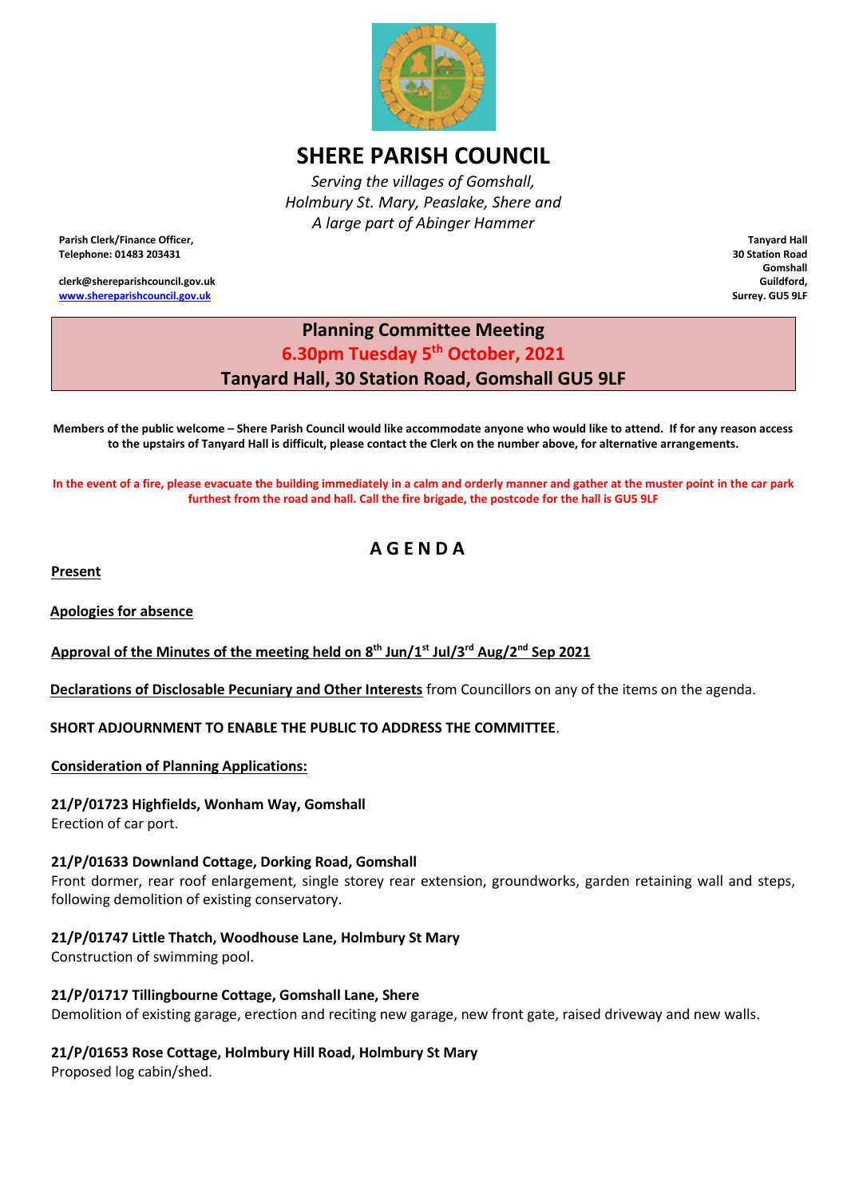# SHERE PARISH COUNCIL

*Serving the villages of Gomshall,*
*Holmbury St. Mary, Peaslake, Shere and*
*A large part of Abinger Hammer*

**Parish Clerk/Finance Officer,**
**Telephone: 01483 203431**

**clerk@shereparishcouncil.gov.uk**
**www.shereparishcouncil.gov.uk**

**Tanyard Hall**
**30 Station Road**
**Gomshall**
**Guildford,**
**Surrey. GU5 9LF**

## Planning Committee Meeting
## 6.30pm Tuesday 5th October, 2021
## Tanyard Hall, 30 Station Road, Gomshall GU5 9LF

**Members of the public welcome – Shere Parish Council would like accommodate anyone who would like to attend. If for any reason access to the upstairs of Tanyard Hall is difficult, please contact the Clerk on the number above, for alternative arrangements.**

**In the event of a fire, please evacuate the building immediately in a calm and orderly manner and gather at the muster point in the car park furthest from the road and hall. Call the fire brigade, the postcode for the hall is GU5 9LF**

## A G E N D A

**Present**

**Apologies for absence**

**Approval of the Minutes of the meeting held on 8th Jun/1st Jul/3rd Aug/2nd Sep 2021**

**Declarations of Disclosable Pecuniary and Other Interests** from Councillors on any of the items on the agenda.

**SHORT ADJOURNMENT TO ENABLE THE PUBLIC TO ADDRESS THE COMMITTEE**.

**Consideration of Planning Applications:**

**21/P/01723 Highfields, Wonham Way, Gomshall**
Erection of car port.

**21/P/01633 Downland Cottage, Dorking Road, Gomshall**
Front dormer, rear roof enlargement, single storey rear extension, groundworks, garden retaining wall and steps, following demolition of existing conservatory.

**21/P/01747 Little Thatch, Woodhouse Lane, Holmbury St Mary**
Construction of swimming pool.

**21/P/01717 Tillingbourne Cottage, Gomshall Lane, Shere**
Demolition of existing garage, erection and reciting new garage, new front gate, raised driveway and new walls.

**21/P/01653 Rose Cottage, Holmbury Hill Road, Holmbury St Mary**
Proposed log cabin/shed.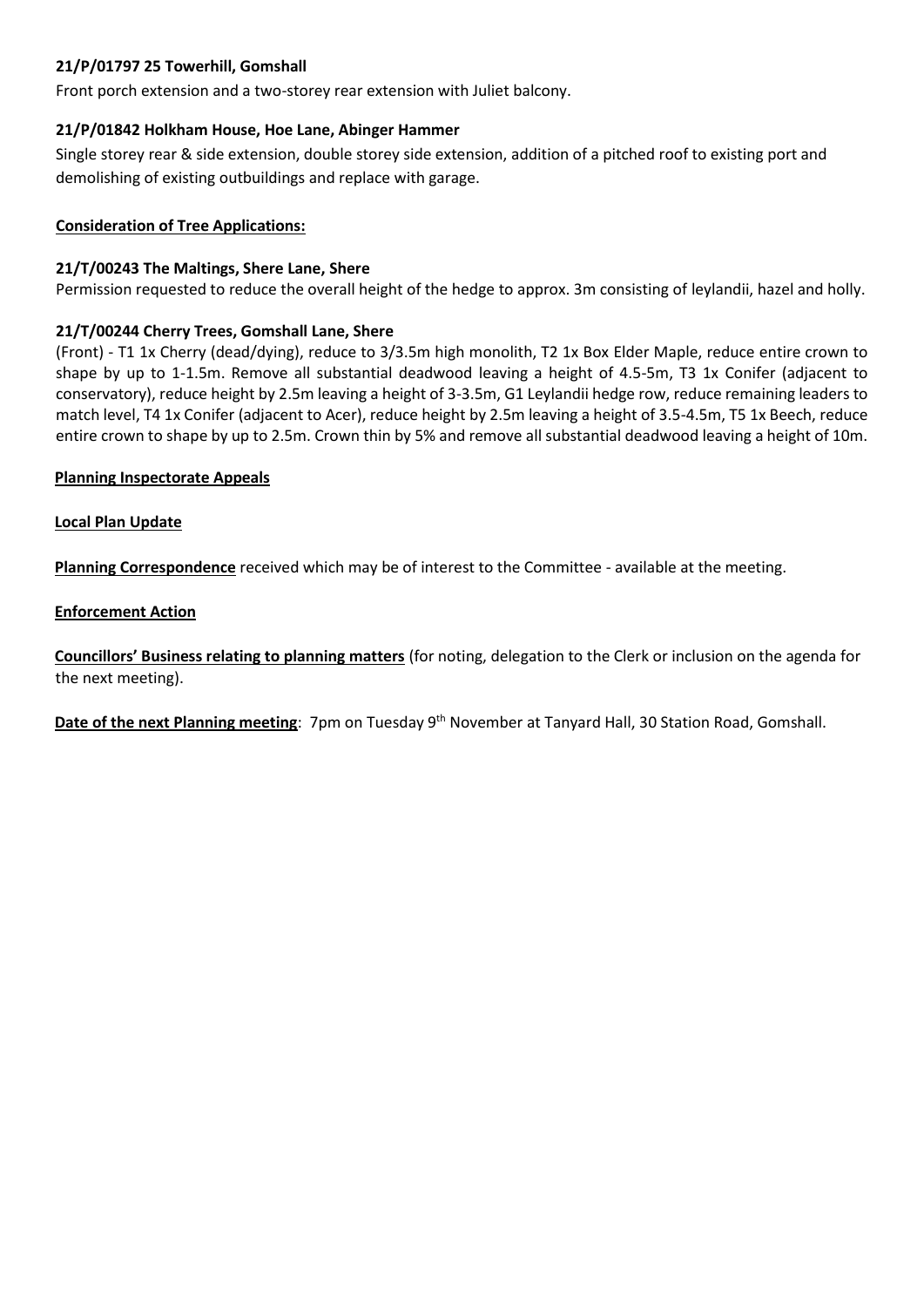**21/P/01797 25 Towerhill, Gomshall**

Front porch extension and a two-storey rear extension with Juliet balcony.

**21/P/01842 Holkham House, Hoe Lane, Abinger Hammer**

Single storey rear & side extension, double storey side extension, addition of a pitched roof to existing port and demolishing of existing outbuildings and replace with garage.

**Consideration of Tree Applications:**

**21/T/00243 The Maltings, Shere Lane, Shere**

Permission requested to reduce the overall height of the hedge to approx. 3m consisting of leylandii, hazel and holly.

**21/T/00244 Cherry Trees, Gomshall Lane, Shere**

(Front) - T1 1x Cherry (dead/dying), reduce to 3/3.5m high monolith, T2 1x Box Elder Maple, reduce entire crown to shape by up to 1-1.5m. Remove all substantial deadwood leaving a height of 4.5-5m, T3 1x Conifer (adjacent to conservatory), reduce height by 2.5m leaving a height of 3-3.5m, G1 Leylandii hedge row, reduce remaining leaders to match level, T4 1x Conifer (adjacent to Acer), reduce height by 2.5m leaving a height of 3.5-4.5m, T5 1x Beech, reduce entire crown to shape by up to 2.5m. Crown thin by 5% and remove all substantial deadwood leaving a height of 10m.

**Planning Inspectorate Appeals**

**Local Plan Update**

**Planning Correspondence** received which may be of interest to the Committee - available at the meeting.

**Enforcement Action**

**Councillors' Business relating to planning matters** (for noting, delegation to the Clerk or inclusion on the agenda for the next meeting).

**Date of the next Planning meeting**: 7pm on Tuesday 9th November at Tanyard Hall, 30 Station Road, Gomshall.